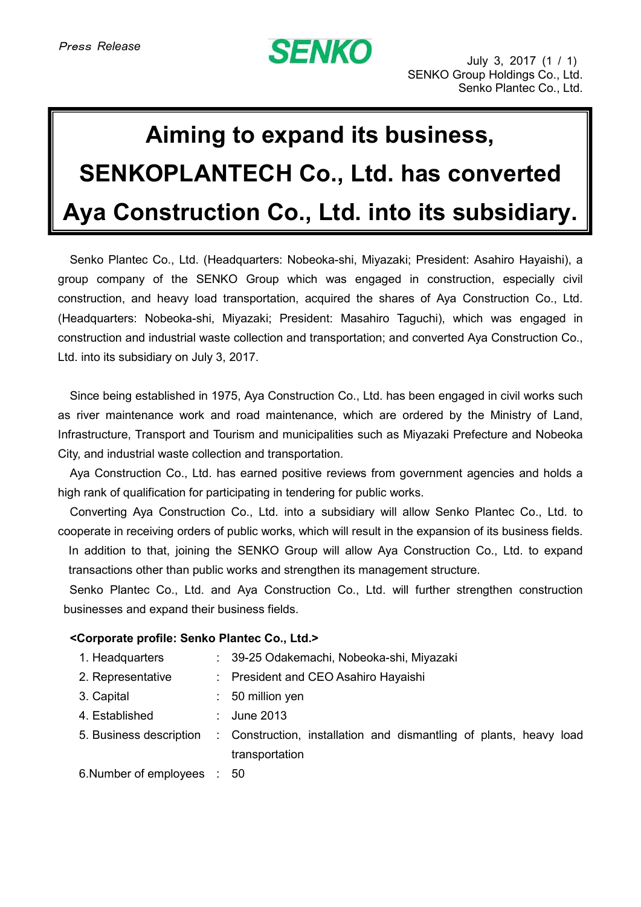*Press Release*

**SENKO**

July 3, 2017 (1 / 1)
SENKO Group Holdings Co., Ltd.
Senko Plantec Co., Ltd.

# Aiming to expand its business, SENKOPLANTECH Co., Ltd. has converted Aya Construction Co., Ltd. into its subsidiary.

Senko Plantec Co., Ltd. (Headquarters: Nobeoka-shi, Miyazaki; President: Asahiro Hayaishi), a group company of the SENKO Group which was engaged in construction, especially civil construction, and heavy load transportation, acquired the shares of Aya Construction Co., Ltd. (Headquarters: Nobeoka-shi, Miyazaki; President: Masahiro Taguchi), which was engaged in construction and industrial waste collection and transportation; and converted Aya Construction Co., Ltd. into its subsidiary on July 3, 2017.

Since being established in 1975, Aya Construction Co., Ltd. has been engaged in civil works such as river maintenance work and road maintenance, which are ordered by the Ministry of Land, Infrastructure, Transport and Tourism and municipalities such as Miyazaki Prefecture and Nobeoka City, and industrial waste collection and transportation.

Aya Construction Co., Ltd. has earned positive reviews from government agencies and holds a high rank of qualification for participating in tendering for public works.

Converting Aya Construction Co., Ltd. into a subsidiary will allow Senko Plantec Co., Ltd. to cooperate in receiving orders of public works, which will result in the expansion of its business fields.

In addition to that, joining the SENKO Group will allow Aya Construction Co., Ltd. to expand transactions other than public works and strengthen its management structure.

Senko Plantec Co., Ltd. and Aya Construction Co., Ltd. will further strengthen construction businesses and expand their business fields.

**<Corporate profile: Senko Plantec Co., Ltd.>**

1. Headquarters : 39-25 Odakemachi, Nobeoka-shi, Miyazaki
2. Representative : President and CEO Asahiro Hayaishi
3. Capital : 50 million yen
4. Established : June 2013
5. Business description : Construction, installation and dismantling of plants, heavy load transportation
6. Number of employees : 50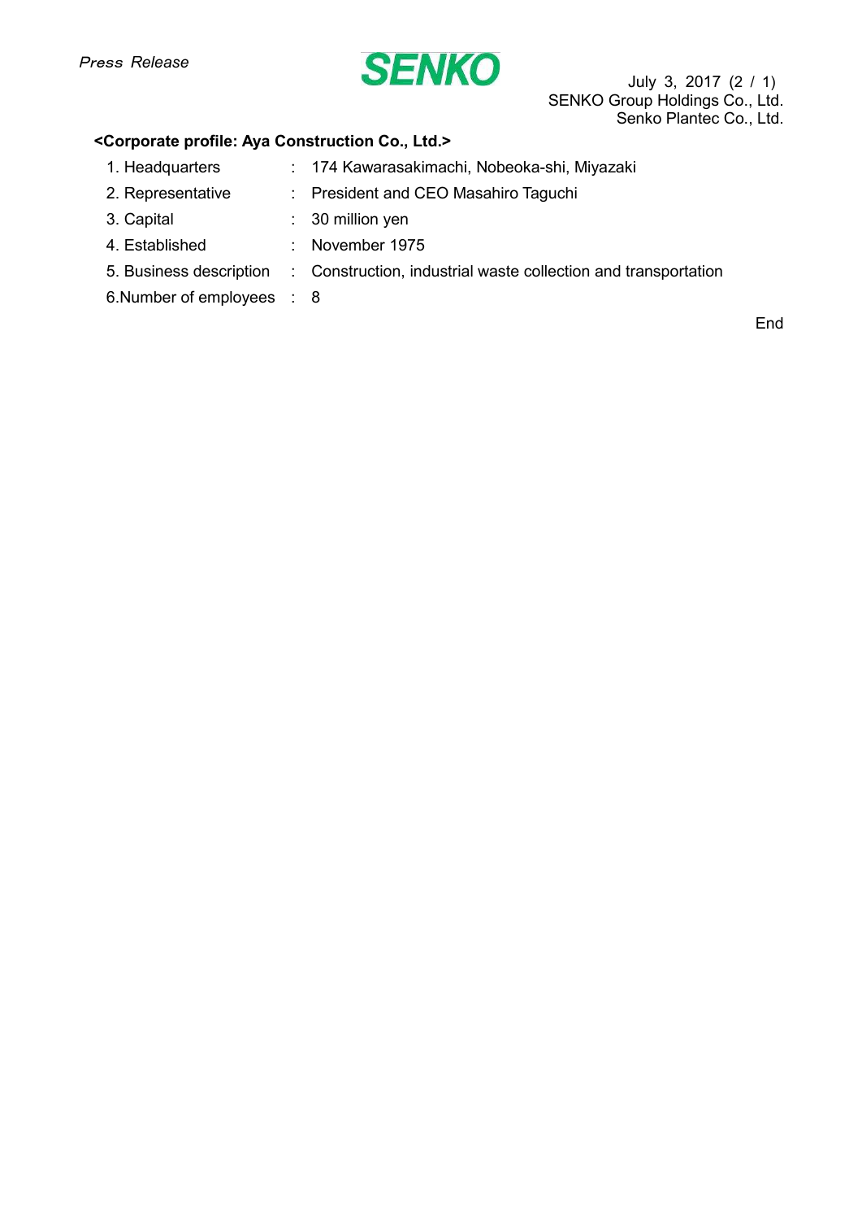*Press Release*

July 3, 2017 (2 / 1)
SENKO Group Holdings Co., Ltd.
Senko Plantec Co., Ltd.

**<Corporate profile: Aya Construction Co., Ltd.>**

| | | |
|---|---|---|
| 1. Headquarters | : | 174 Kawarasakimachi, Nobeoka-shi, Miyazaki |
| 2. Representative | : | President and CEO Masahiro Taguchi |
| 3. Capital | : | 30 million yen |
| 4. Established | : | November 1975 |
| 5. Business description | : | Construction, industrial waste collection and transportation |
| 6.Number of employees | : | 8 |

End